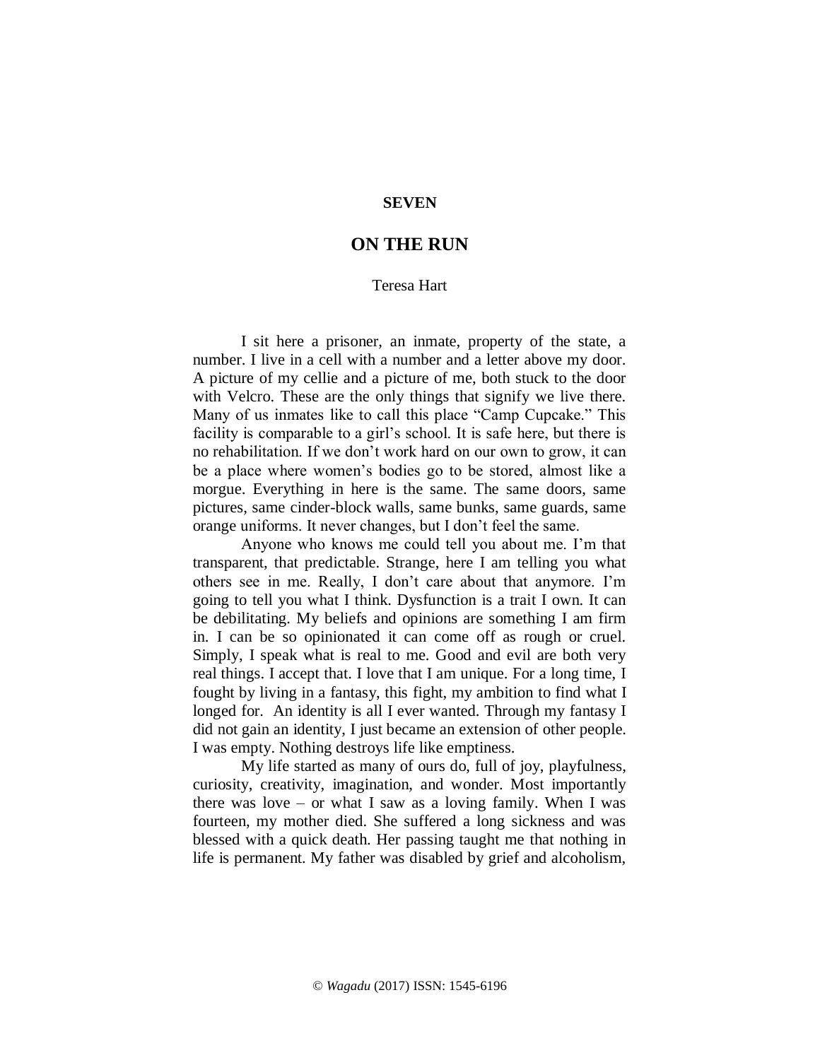**SEVEN**

# ON THE RUN

Teresa Hart

I sit here a prisoner, an inmate, property of the state, a number. I live in a cell with a number and a letter above my door. A picture of my cellie and a picture of me, both stuck to the door with Velcro. These are the only things that signify we live there. Many of us inmates like to call this place "Camp Cupcake." This facility is comparable to a girl's school. It is safe here, but there is no rehabilitation. If we don't work hard on our own to grow, it can be a place where women's bodies go to be stored, almost like a morgue. Everything in here is the same. The same doors, same pictures, same cinder-block walls, same bunks, same guards, same orange uniforms. It never changes, but I don't feel the same.

Anyone who knows me could tell you about me. I'm that transparent, that predictable. Strange, here I am telling you what others see in me. Really, I don't care about that anymore. I'm going to tell you what I think. Dysfunction is a trait I own. It can be debilitating. My beliefs and opinions are something I am firm in. I can be so opinionated it can come off as rough or cruel. Simply, I speak what is real to me. Good and evil are both very real things. I accept that. I love that I am unique. For a long time, I fought by living in a fantasy, this fight, my ambition to find what I longed for. An identity is all I ever wanted. Through my fantasy I did not gain an identity, I just became an extension of other people. I was empty. Nothing destroys life like emptiness.

My life started as many of ours do, full of joy, playfulness, curiosity, creativity, imagination, and wonder. Most importantly there was love – or what I saw as a loving family. When I was fourteen, my mother died. She suffered a long sickness and was blessed with a quick death. Her passing taught me that nothing in life is permanent. My father was disabled by grief and alcoholism,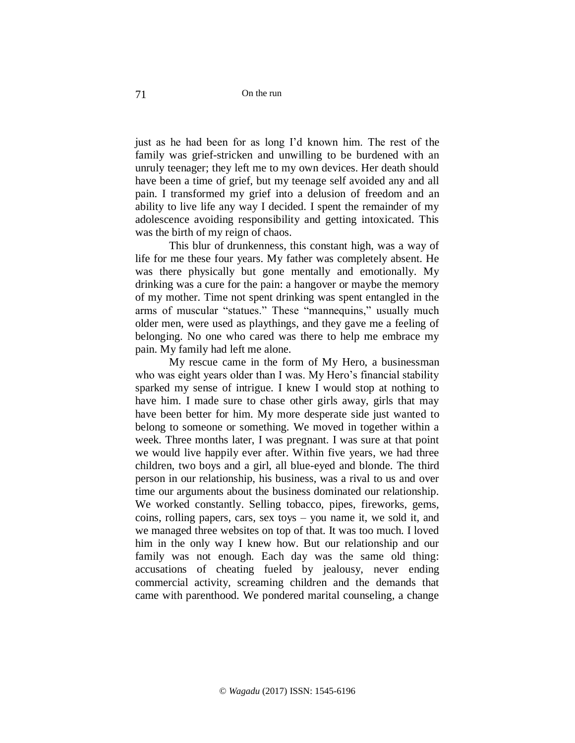just as he had been for as long I'd known him. The rest of the family was grief-stricken and unwilling to be burdened with an unruly teenager; they left me to my own devices. Her death should have been a time of grief, but my teenage self avoided any and all pain. I transformed my grief into a delusion of freedom and an ability to live life any way I decided. I spent the remainder of my adolescence avoiding responsibility and getting intoxicated. This was the birth of my reign of chaos.

This blur of drunkenness, this constant high, was a way of life for me these four years. My father was completely absent. He was there physically but gone mentally and emotionally. My drinking was a cure for the pain: a hangover or maybe the memory of my mother. Time not spent drinking was spent entangled in the arms of muscular "statues." These "mannequins," usually much older men, were used as playthings, and they gave me a feeling of belonging. No one who cared was there to help me embrace my pain. My family had left me alone.

My rescue came in the form of My Hero, a businessman who was eight years older than I was. My Hero's financial stability sparked my sense of intrigue. I knew I would stop at nothing to have him. I made sure to chase other girls away, girls that may have been better for him. My more desperate side just wanted to belong to someone or something. We moved in together within a week. Three months later, I was pregnant. I was sure at that point we would live happily ever after. Within five years, we had three children, two boys and a girl, all blue-eyed and blonde. The third person in our relationship, his business, was a rival to us and over time our arguments about the business dominated our relationship. We worked constantly. Selling tobacco, pipes, fireworks, gems, coins, rolling papers, cars, sex toys – you name it, we sold it, and we managed three websites on top of that. It was too much. I loved him in the only way I knew how. But our relationship and our family was not enough. Each day was the same old thing: accusations of cheating fueled by jealousy, never ending commercial activity, screaming children and the demands that came with parenthood. We pondered marital counseling, a change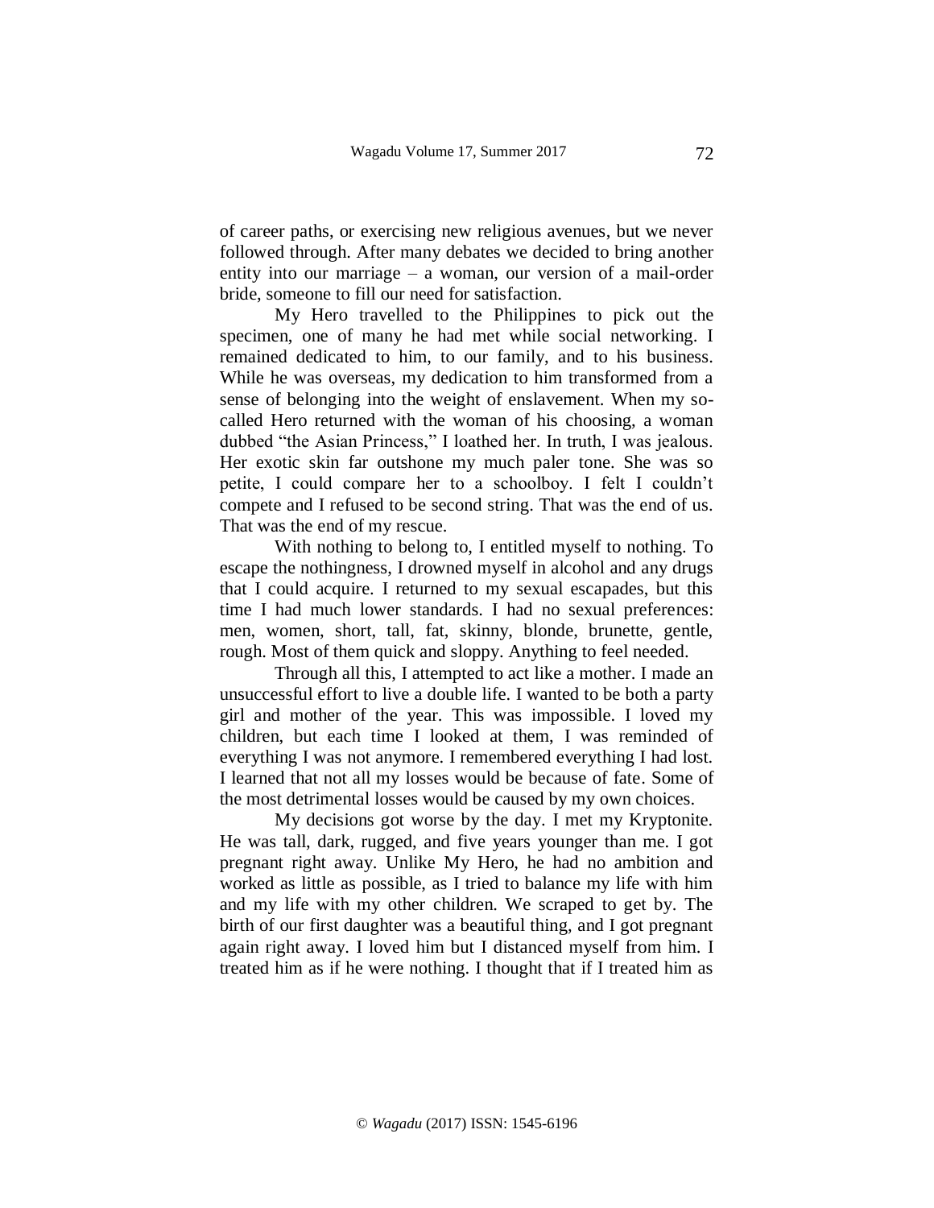of career paths, or exercising new religious avenues, but we never followed through. After many debates we decided to bring another entity into our marriage – a woman, our version of a mail-order bride, someone to fill our need for satisfaction.

My Hero travelled to the Philippines to pick out the specimen, one of many he had met while social networking. I remained dedicated to him, to our family, and to his business. While he was overseas, my dedication to him transformed from a sense of belonging into the weight of enslavement. When my so-called Hero returned with the woman of his choosing, a woman dubbed "the Asian Princess," I loathed her. In truth, I was jealous. Her exotic skin far outshone my much paler tone. She was so petite, I could compare her to a schoolboy. I felt I couldn't compete and I refused to be second string. That was the end of us. That was the end of my rescue.

With nothing to belong to, I entitled myself to nothing. To escape the nothingness, I drowned myself in alcohol and any drugs that I could acquire. I returned to my sexual escapades, but this time I had much lower standards. I had no sexual preferences: men, women, short, tall, fat, skinny, blonde, brunette, gentle, rough. Most of them quick and sloppy. Anything to feel needed.

Through all this, I attempted to act like a mother. I made an unsuccessful effort to live a double life. I wanted to be both a party girl and mother of the year. This was impossible. I loved my children, but each time I looked at them, I was reminded of everything I was not anymore. I remembered everything I had lost. I learned that not all my losses would be because of fate. Some of the most detrimental losses would be caused by my own choices.

My decisions got worse by the day. I met my Kryptonite. He was tall, dark, rugged, and five years younger than me. I got pregnant right away. Unlike My Hero, he had no ambition and worked as little as possible, as I tried to balance my life with him and my life with my other children. We scraped to get by. The birth of our first daughter was a beautiful thing, and I got pregnant again right away. I loved him but I distanced myself from him. I treated him as if he were nothing. I thought that if I treated him as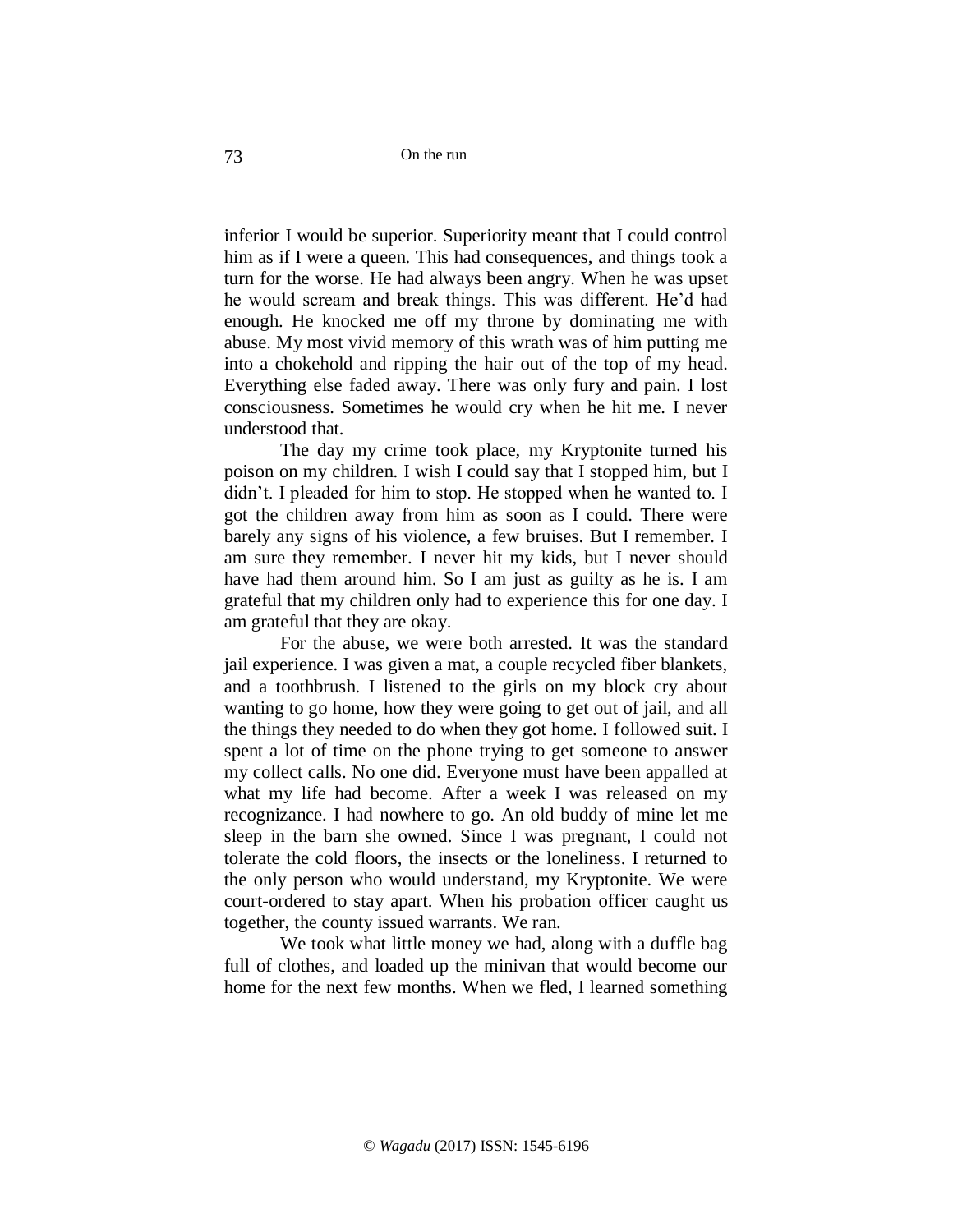inferior I would be superior. Superiority meant that I could control him as if I were a queen. This had consequences, and things took a turn for the worse. He had always been angry. When he was upset he would scream and break things. This was different. He'd had enough. He knocked me off my throne by dominating me with abuse. My most vivid memory of this wrath was of him putting me into a chokehold and ripping the hair out of the top of my head. Everything else faded away. There was only fury and pain. I lost consciousness. Sometimes he would cry when he hit me. I never understood that.

The day my crime took place, my Kryptonite turned his poison on my children. I wish I could say that I stopped him, but I didn't. I pleaded for him to stop. He stopped when he wanted to. I got the children away from him as soon as I could. There were barely any signs of his violence, a few bruises. But I remember. I am sure they remember. I never hit my kids, but I never should have had them around him. So I am just as guilty as he is. I am grateful that my children only had to experience this for one day. I am grateful that they are okay.

For the abuse, we were both arrested. It was the standard jail experience. I was given a mat, a couple recycled fiber blankets, and a toothbrush. I listened to the girls on my block cry about wanting to go home, how they were going to get out of jail, and all the things they needed to do when they got home. I followed suit. I spent a lot of time on the phone trying to get someone to answer my collect calls. No one did. Everyone must have been appalled at what my life had become. After a week I was released on my recognizance. I had nowhere to go. An old buddy of mine let me sleep in the barn she owned. Since I was pregnant, I could not tolerate the cold floors, the insects or the loneliness. I returned to the only person who would understand, my Kryptonite. We were court-ordered to stay apart. When his probation officer caught us together, the county issued warrants. We ran.

We took what little money we had, along with a duffle bag full of clothes, and loaded up the minivan that would become our home for the next few months. When we fled, I learned something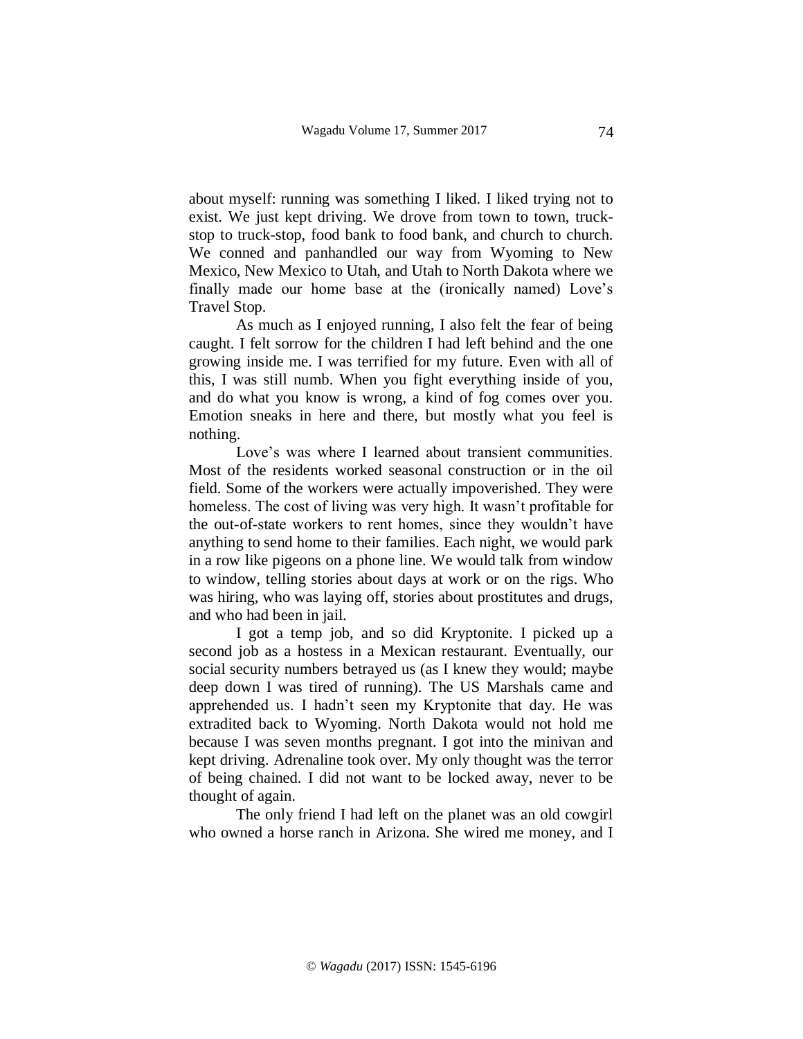about myself: running was something I liked. I liked trying not to exist. We just kept driving. We drove from town to town, truck-stop to truck-stop, food bank to food bank, and church to church. We conned and panhandled our way from Wyoming to New Mexico, New Mexico to Utah, and Utah to North Dakota where we finally made our home base at the (ironically named) Love's Travel Stop.

As much as I enjoyed running, I also felt the fear of being caught. I felt sorrow for the children I had left behind and the one growing inside me. I was terrified for my future. Even with all of this, I was still numb. When you fight everything inside of you, and do what you know is wrong, a kind of fog comes over you. Emotion sneaks in here and there, but mostly what you feel is nothing.

Love's was where I learned about transient communities. Most of the residents worked seasonal construction or in the oil field. Some of the workers were actually impoverished. They were homeless. The cost of living was very high. It wasn't profitable for the out-of-state workers to rent homes, since they wouldn't have anything to send home to their families. Each night, we would park in a row like pigeons on a phone line. We would talk from window to window, telling stories about days at work or on the rigs. Who was hiring, who was laying off, stories about prostitutes and drugs, and who had been in jail.

I got a temp job, and so did Kryptonite. I picked up a second job as a hostess in a Mexican restaurant. Eventually, our social security numbers betrayed us (as I knew they would; maybe deep down I was tired of running). The US Marshals came and apprehended us. I hadn't seen my Kryptonite that day. He was extradited back to Wyoming. North Dakota would not hold me because I was seven months pregnant. I got into the minivan and kept driving. Adrenaline took over. My only thought was the terror of being chained. I did not want to be locked away, never to be thought of again.

The only friend I had left on the planet was an old cowgirl who owned a horse ranch in Arizona. She wired me money, and I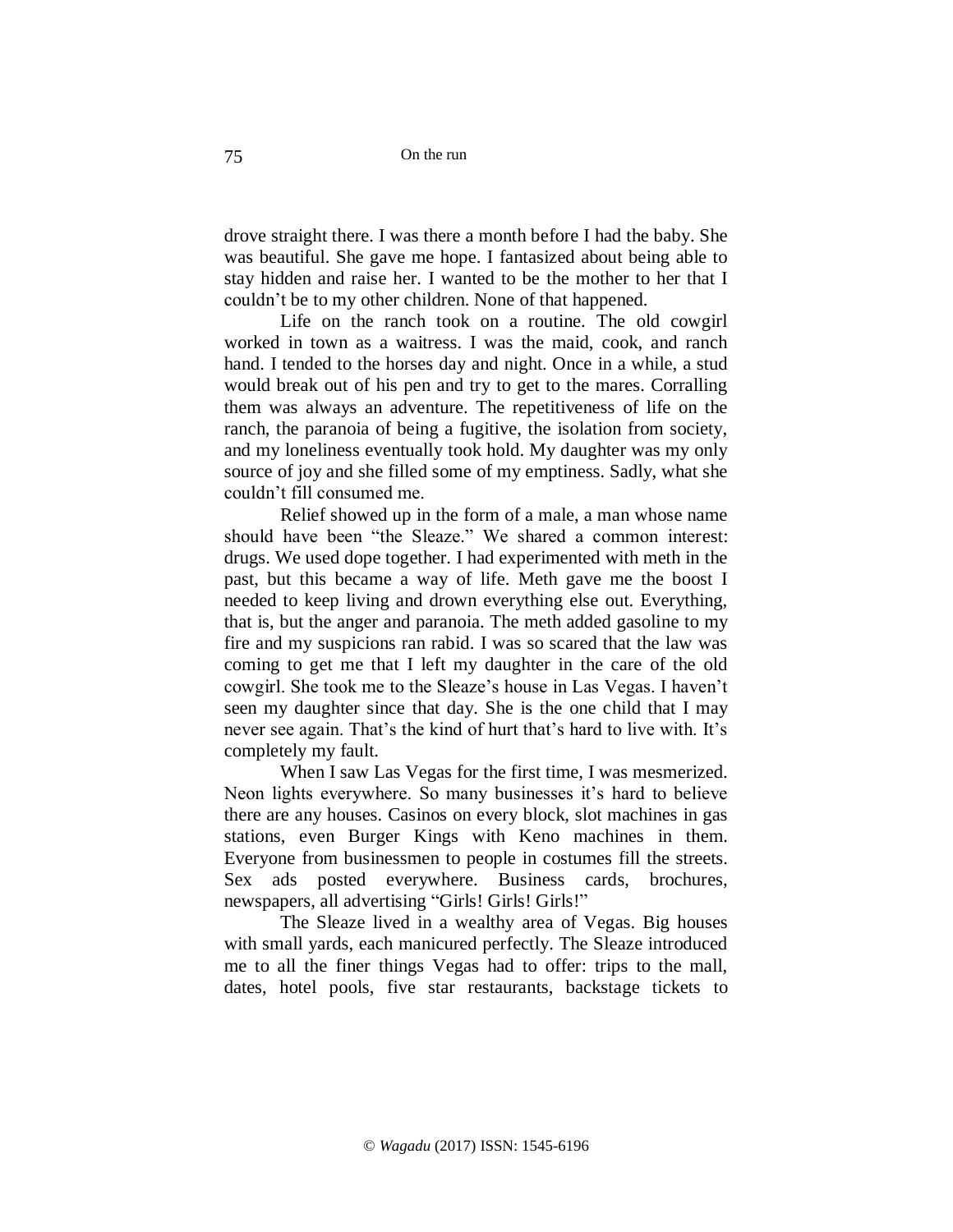drove straight there. I was there a month before I had the baby. She was beautiful. She gave me hope. I fantasized about being able to stay hidden and raise her. I wanted to be the mother to her that I couldn't be to my other children. None of that happened.

Life on the ranch took on a routine. The old cowgirl worked in town as a waitress. I was the maid, cook, and ranch hand. I tended to the horses day and night. Once in a while, a stud would break out of his pen and try to get to the mares. Corralling them was always an adventure. The repetitiveness of life on the ranch, the paranoia of being a fugitive, the isolation from society, and my loneliness eventually took hold. My daughter was my only source of joy and she filled some of my emptiness. Sadly, what she couldn't fill consumed me.

Relief showed up in the form of a male, a man whose name should have been "the Sleaze." We shared a common interest: drugs. We used dope together. I had experimented with meth in the past, but this became a way of life. Meth gave me the boost I needed to keep living and drown everything else out. Everything, that is, but the anger and paranoia. The meth added gasoline to my fire and my suspicions ran rabid. I was so scared that the law was coming to get me that I left my daughter in the care of the old cowgirl. She took me to the Sleaze's house in Las Vegas. I haven't seen my daughter since that day. She is the one child that I may never see again. That's the kind of hurt that's hard to live with. It's completely my fault.

When I saw Las Vegas for the first time, I was mesmerized. Neon lights everywhere. So many businesses it's hard to believe there are any houses. Casinos on every block, slot machines in gas stations, even Burger Kings with Keno machines in them. Everyone from businessmen to people in costumes fill the streets. Sex ads posted everywhere. Business cards, brochures, newspapers, all advertising "Girls! Girls! Girls!"

The Sleaze lived in a wealthy area of Vegas. Big houses with small yards, each manicured perfectly. The Sleaze introduced me to all the finer things Vegas had to offer: trips to the mall, dates, hotel pools, five star restaurants, backstage tickets to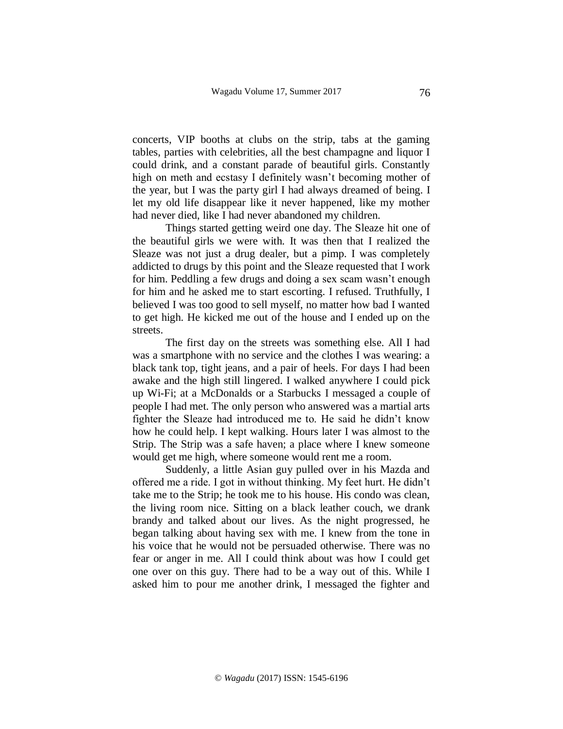concerts, VIP booths at clubs on the strip, tabs at the gaming tables, parties with celebrities, all the best champagne and liquor I could drink, and a constant parade of beautiful girls. Constantly high on meth and ecstasy I definitely wasn't becoming mother of the year, but I was the party girl I had always dreamed of being. I let my old life disappear like it never happened, like my mother had never died, like I had never abandoned my children.

Things started getting weird one day. The Sleaze hit one of the beautiful girls we were with. It was then that I realized the Sleaze was not just a drug dealer, but a pimp. I was completely addicted to drugs by this point and the Sleaze requested that I work for him. Peddling a few drugs and doing a sex scam wasn't enough for him and he asked me to start escorting. I refused. Truthfully, I believed I was too good to sell myself, no matter how bad I wanted to get high. He kicked me out of the house and I ended up on the streets.

The first day on the streets was something else. All I had was a smartphone with no service and the clothes I was wearing: a black tank top, tight jeans, and a pair of heels. For days I had been awake and the high still lingered. I walked anywhere I could pick up Wi-Fi; at a McDonalds or a Starbucks I messaged a couple of people I had met. The only person who answered was a martial arts fighter the Sleaze had introduced me to. He said he didn't know how he could help. I kept walking. Hours later I was almost to the Strip. The Strip was a safe haven; a place where I knew someone would get me high, where someone would rent me a room.

Suddenly, a little Asian guy pulled over in his Mazda and offered me a ride. I got in without thinking. My feet hurt. He didn't take me to the Strip; he took me to his house. His condo was clean, the living room nice. Sitting on a black leather couch, we drank brandy and talked about our lives. As the night progressed, he began talking about having sex with me. I knew from the tone in his voice that he would not be persuaded otherwise. There was no fear or anger in me. All I could think about was how I could get one over on this guy. There had to be a way out of this. While I asked him to pour me another drink, I messaged the fighter and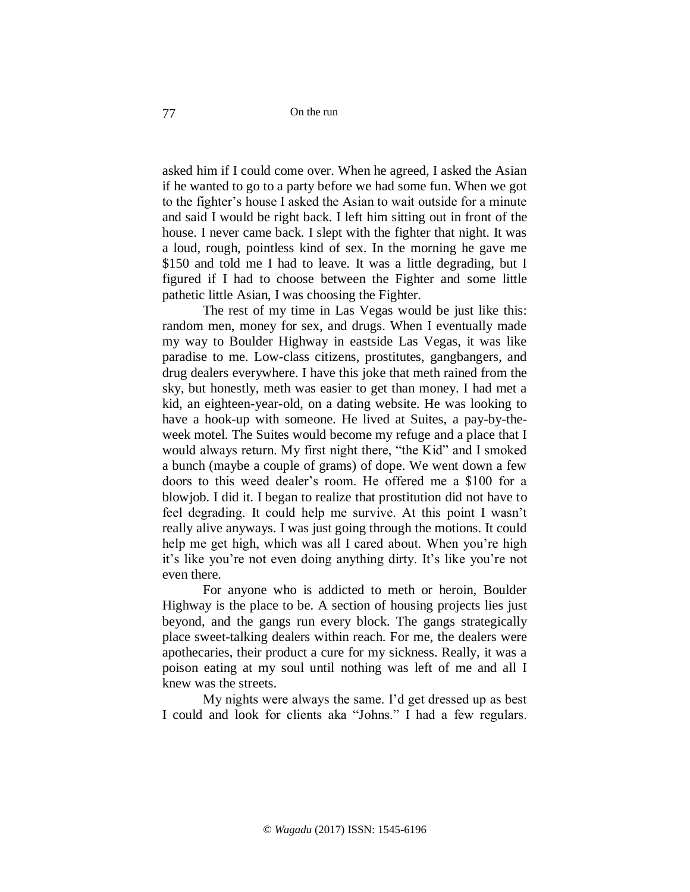asked him if I could come over. When he agreed, I asked the Asian if he wanted to go to a party before we had some fun. When we got to the fighter's house I asked the Asian to wait outside for a minute and said I would be right back. I left him sitting out in front of the house. I never came back. I slept with the fighter that night. It was a loud, rough, pointless kind of sex. In the morning he gave me $150 and told me I had to leave. It was a little degrading, but I figured if I had to choose between the Fighter and some little pathetic little Asian, I was choosing the Fighter.

The rest of my time in Las Vegas would be just like this: random men, money for sex, and drugs. When I eventually made my way to Boulder Highway in eastside Las Vegas, it was like paradise to me. Low-class citizens, prostitutes, gangbangers, and drug dealers everywhere. I have this joke that meth rained from the sky, but honestly, meth was easier to get than money. I had met a kid, an eighteen-year-old, on a dating website. He was looking to have a hook-up with someone. He lived at Suites, a pay-by-the-week motel. The Suites would become my refuge and a place that I would always return. My first night there, "the Kid" and I smoked a bunch (maybe a couple of grams) of dope. We went down a few doors to this weed dealer's room. He offered me a $100 for a blowjob. I did it. I began to realize that prostitution did not have to feel degrading. It could help me survive. At this point I wasn't really alive anyways. I was just going through the motions. It could help me get high, which was all I cared about. When you're high it's like you're not even doing anything dirty. It's like you're not even there.

For anyone who is addicted to meth or heroin, Boulder Highway is the place to be. A section of housing projects lies just beyond, and the gangs run every block. The gangs strategically place sweet-talking dealers within reach. For me, the dealers were apothecaries, their product a cure for my sickness. Really, it was a poison eating at my soul until nothing was left of me and all I knew was the streets.

My nights were always the same. I'd get dressed up as best I could and look for clients aka "Johns." I had a few regulars.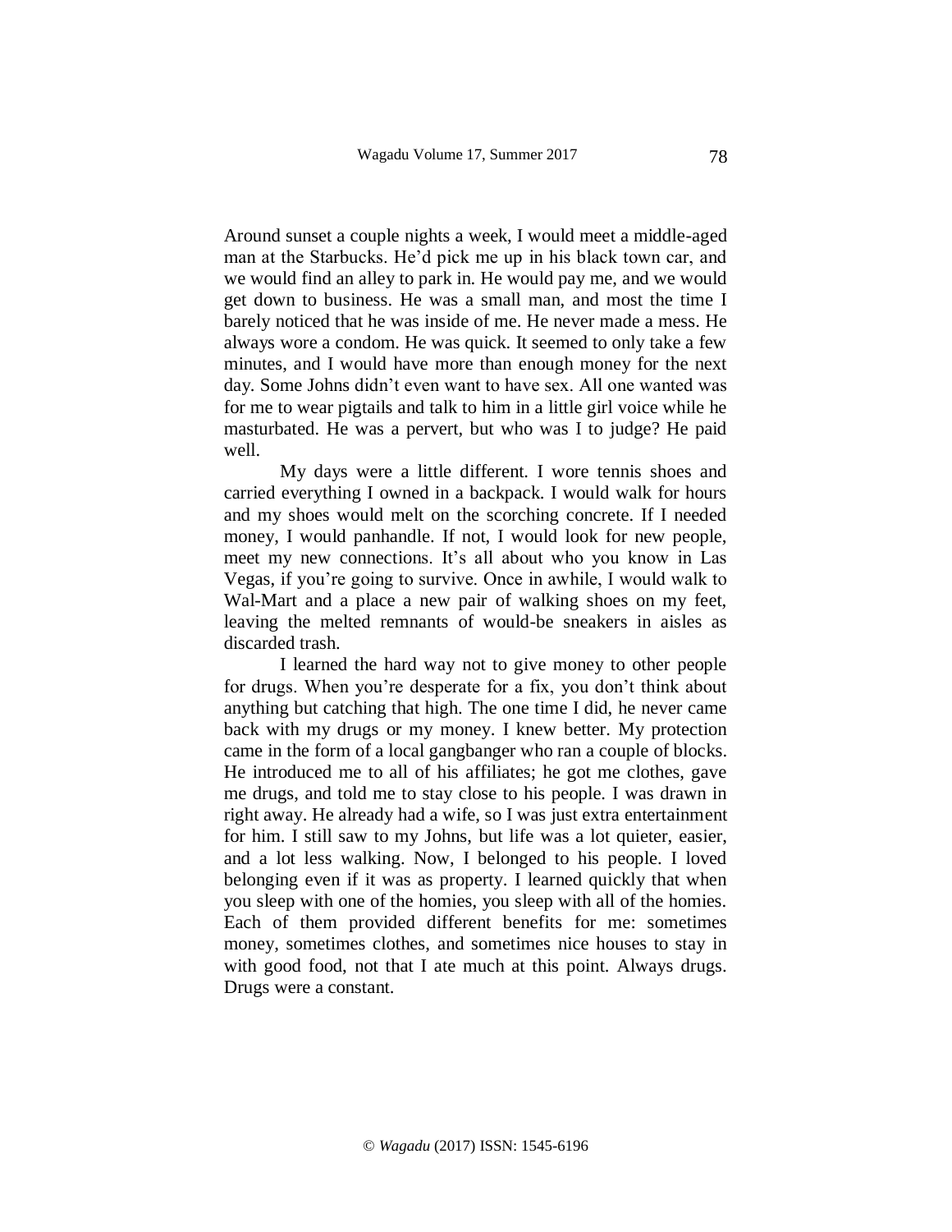Around sunset a couple nights a week, I would meet a middle-aged man at the Starbucks. He'd pick me up in his black town car, and we would find an alley to park in. He would pay me, and we would get down to business. He was a small man, and most the time I barely noticed that he was inside of me. He never made a mess. He always wore a condom. He was quick. It seemed to only take a few minutes, and I would have more than enough money for the next day. Some Johns didn't even want to have sex. All one wanted was for me to wear pigtails and talk to him in a little girl voice while he masturbated. He was a pervert, but who was I to judge? He paid well.

My days were a little different. I wore tennis shoes and carried everything I owned in a backpack. I would walk for hours and my shoes would melt on the scorching concrete. If I needed money, I would panhandle. If not, I would look for new people, meet my new connections. It's all about who you know in Las Vegas, if you're going to survive. Once in awhile, I would walk to Wal-Mart and a place a new pair of walking shoes on my feet, leaving the melted remnants of would-be sneakers in aisles as discarded trash.

I learned the hard way not to give money to other people for drugs. When you're desperate for a fix, you don't think about anything but catching that high. The one time I did, he never came back with my drugs or my money. I knew better. My protection came in the form of a local gangbanger who ran a couple of blocks. He introduced me to all of his affiliates; he got me clothes, gave me drugs, and told me to stay close to his people. I was drawn in right away. He already had a wife, so I was just extra entertainment for him. I still saw to my Johns, but life was a lot quieter, easier, and a lot less walking. Now, I belonged to his people. I loved belonging even if it was as property. I learned quickly that when you sleep with one of the homies, you sleep with all of the homies. Each of them provided different benefits for me: sometimes money, sometimes clothes, and sometimes nice houses to stay in with good food, not that I ate much at this point. Always drugs. Drugs were a constant.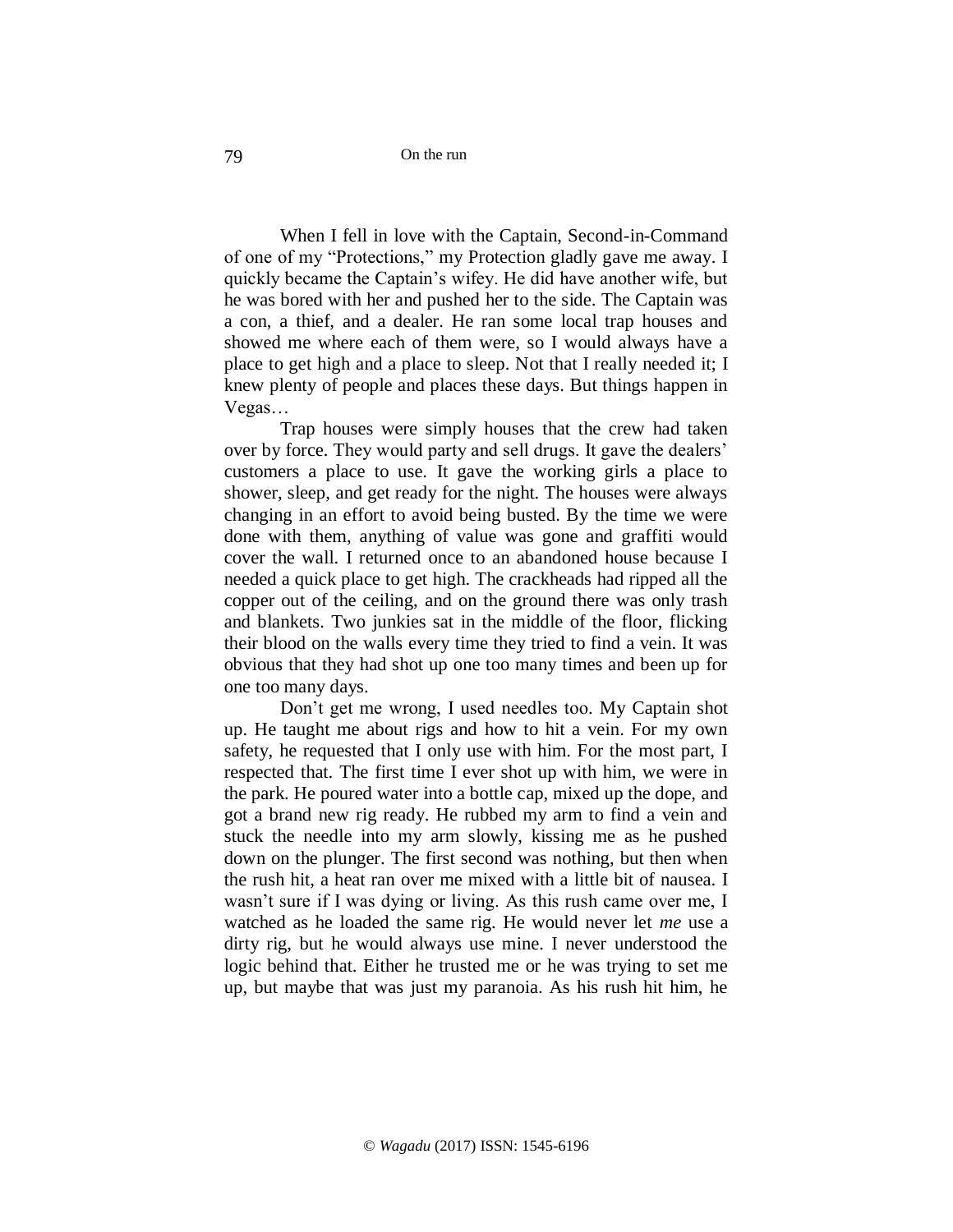When I fell in love with the Captain, Second-in-Command of one of my "Protections," my Protection gladly gave me away. I quickly became the Captain's wifey. He did have another wife, but he was bored with her and pushed her to the side. The Captain was a con, a thief, and a dealer. He ran some local trap houses and showed me where each of them were, so I would always have a place to get high and a place to sleep. Not that I really needed it; I knew plenty of people and places these days. But things happen in Vegas…

Trap houses were simply houses that the crew had taken over by force. They would party and sell drugs. It gave the dealers' customers a place to use. It gave the working girls a place to shower, sleep, and get ready for the night. The houses were always changing in an effort to avoid being busted. By the time we were done with them, anything of value was gone and graffiti would cover the wall. I returned once to an abandoned house because I needed a quick place to get high. The crackheads had ripped all the copper out of the ceiling, and on the ground there was only trash and blankets. Two junkies sat in the middle of the floor, flicking their blood on the walls every time they tried to find a vein. It was obvious that they had shot up one too many times and been up for one too many days.

Don't get me wrong, I used needles too. My Captain shot up. He taught me about rigs and how to hit a vein. For my own safety, he requested that I only use with him. For the most part, I respected that. The first time I ever shot up with him, we were in the park. He poured water into a bottle cap, mixed up the dope, and got a brand new rig ready. He rubbed my arm to find a vein and stuck the needle into my arm slowly, kissing me as he pushed down on the plunger. The first second was nothing, but then when the rush hit, a heat ran over me mixed with a little bit of nausea. I wasn't sure if I was dying or living. As this rush came over me, I watched as he loaded the same rig. He would never let *me* use a dirty rig, but he would always use mine. I never understood the logic behind that. Either he trusted me or he was trying to set me up, but maybe that was just my paranoia. As his rush hit him, he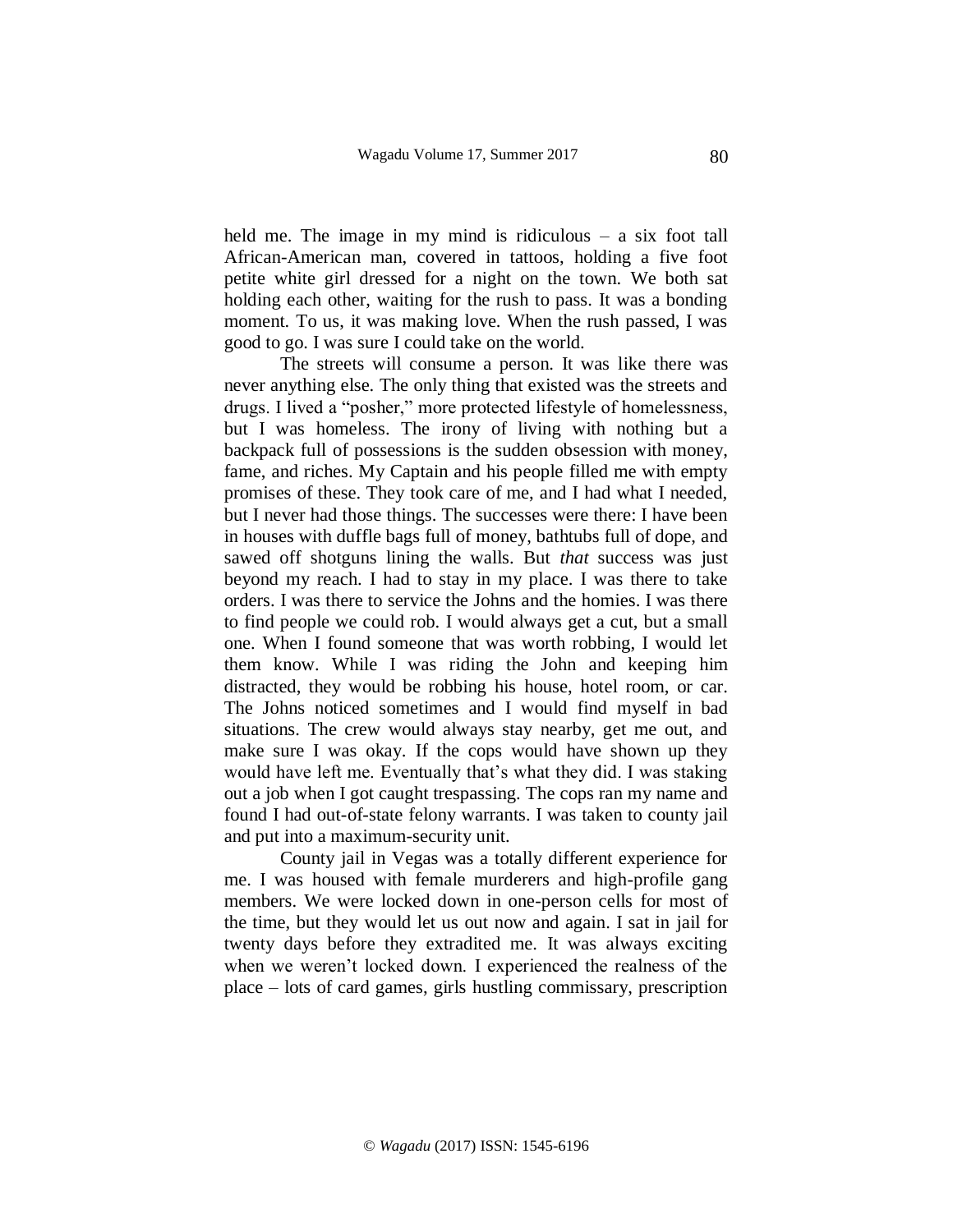held me. The image in my mind is ridiculous – a six foot tall African-American man, covered in tattoos, holding a five foot petite white girl dressed for a night on the town. We both sat holding each other, waiting for the rush to pass. It was a bonding moment. To us, it was making love. When the rush passed, I was good to go. I was sure I could take on the world.

The streets will consume a person. It was like there was never anything else. The only thing that existed was the streets and drugs. I lived a "posher," more protected lifestyle of homelessness, but I was homeless. The irony of living with nothing but a backpack full of possessions is the sudden obsession with money, fame, and riches. My Captain and his people filled me with empty promises of these. They took care of me, and I had what I needed, but I never had those things. The successes were there: I have been in houses with duffle bags full of money, bathtubs full of dope, and sawed off shotguns lining the walls. But *that* success was just beyond my reach. I had to stay in my place. I was there to take orders. I was there to service the Johns and the homies. I was there to find people we could rob. I would always get a cut, but a small one. When I found someone that was worth robbing, I would let them know. While I was riding the John and keeping him distracted, they would be robbing his house, hotel room, or car. The Johns noticed sometimes and I would find myself in bad situations. The crew would always stay nearby, get me out, and make sure I was okay. If the cops would have shown up they would have left me. Eventually that's what they did. I was staking out a job when I got caught trespassing. The cops ran my name and found I had out-of-state felony warrants. I was taken to county jail and put into a maximum-security unit.

County jail in Vegas was a totally different experience for me. I was housed with female murderers and high-profile gang members. We were locked down in one-person cells for most of the time, but they would let us out now and again. I sat in jail for twenty days before they extradited me. It was always exciting when we weren't locked down. I experienced the realness of the place – lots of card games, girls hustling commissary, prescription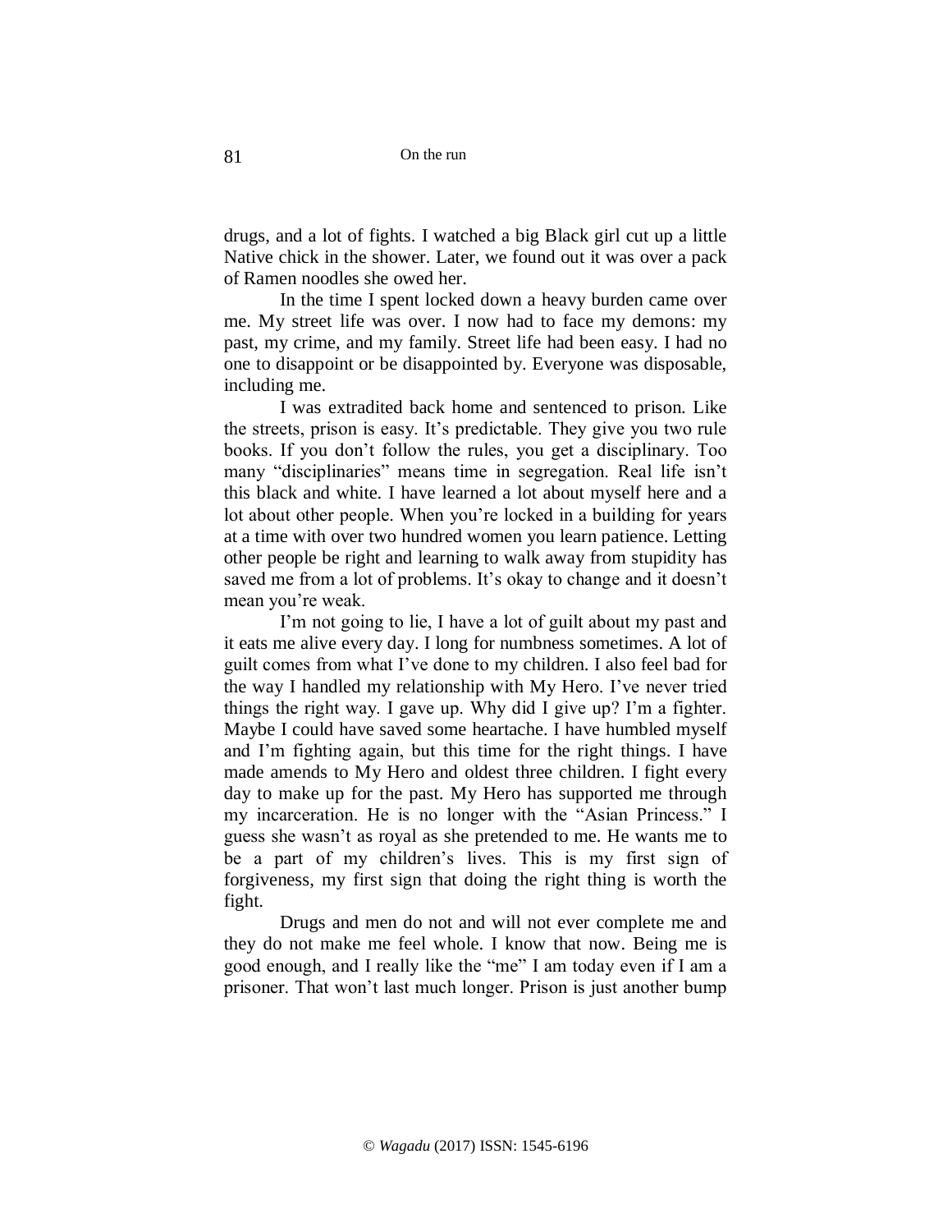drugs, and a lot of fights. I watched a big Black girl cut up a little Native chick in the shower. Later, we found out it was over a pack of Ramen noodles she owed her.

In the time I spent locked down a heavy burden came over me. My street life was over. I now had to face my demons: my past, my crime, and my family. Street life had been easy. I had no one to disappoint or be disappointed by. Everyone was disposable, including me.

I was extradited back home and sentenced to prison. Like the streets, prison is easy. It's predictable. They give you two rule books. If you don't follow the rules, you get a disciplinary. Too many "disciplinaries" means time in segregation. Real life isn't this black and white. I have learned a lot about myself here and a lot about other people. When you're locked in a building for years at a time with over two hundred women you learn patience. Letting other people be right and learning to walk away from stupidity has saved me from a lot of problems. It's okay to change and it doesn't mean you're weak.

I'm not going to lie, I have a lot of guilt about my past and it eats me alive every day. I long for numbness sometimes. A lot of guilt comes from what I've done to my children. I also feel bad for the way I handled my relationship with My Hero. I've never tried things the right way. I gave up. Why did I give up? I'm a fighter. Maybe I could have saved some heartache. I have humbled myself and I'm fighting again, but this time for the right things. I have made amends to My Hero and oldest three children. I fight every day to make up for the past. My Hero has supported me through my incarceration. He is no longer with the "Asian Princess." I guess she wasn't as royal as she pretended to me. He wants me to be a part of my children's lives. This is my first sign of forgiveness, my first sign that doing the right thing is worth the fight.

Drugs and men do not and will not ever complete me and they do not make me feel whole. I know that now. Being me is good enough, and I really like the "me" I am today even if I am a prisoner. That won't last much longer. Prison is just another bump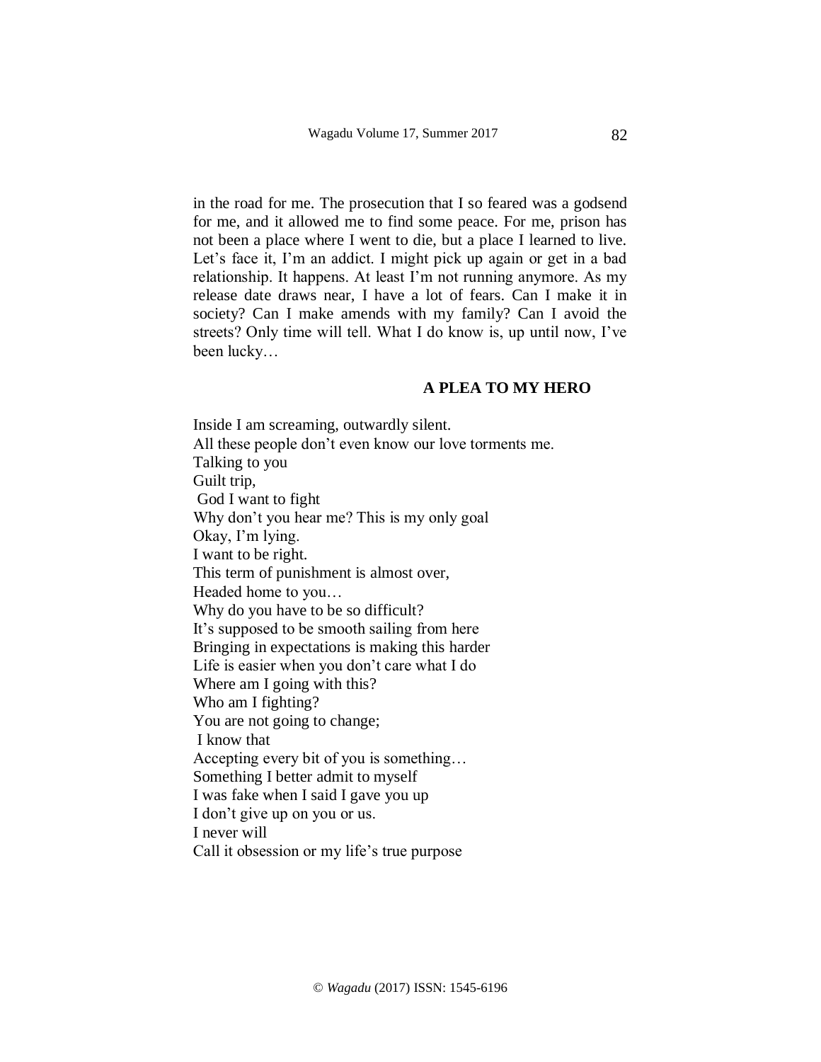in the road for me. The prosecution that I so feared was a godsend for me, and it allowed me to find some peace. For me, prison has not been a place where I went to die, but a place I learned to live. Let's face it, I'm an addict. I might pick up again or get in a bad relationship. It happens. At least I'm not running anymore. As my release date draws near, I have a lot of fears. Can I make it in society? Can I make amends with my family? Can I avoid the streets? Only time will tell. What I do know is, up until now, I've been lucky…

## A PLEA TO MY HERO

Inside I am screaming, outwardly silent.
All these people don't even know our love torments me.
Talking to you
Guilt trip,
God I want to fight
Why don't you hear me? This is my only goal
Okay, I'm lying.
I want to be right.
This term of punishment is almost over,
Headed home to you…
Why do you have to be so difficult?
It's supposed to be smooth sailing from here
Bringing in expectations is making this harder
Life is easier when you don't care what I do
Where am I going with this?
Who am I fighting?
You are not going to change;
I know that
Accepting every bit of you is something…
Something I better admit to myself
I was fake when I said I gave you up
I don't give up on you or us.
I never will
Call it obsession or my life's true purpose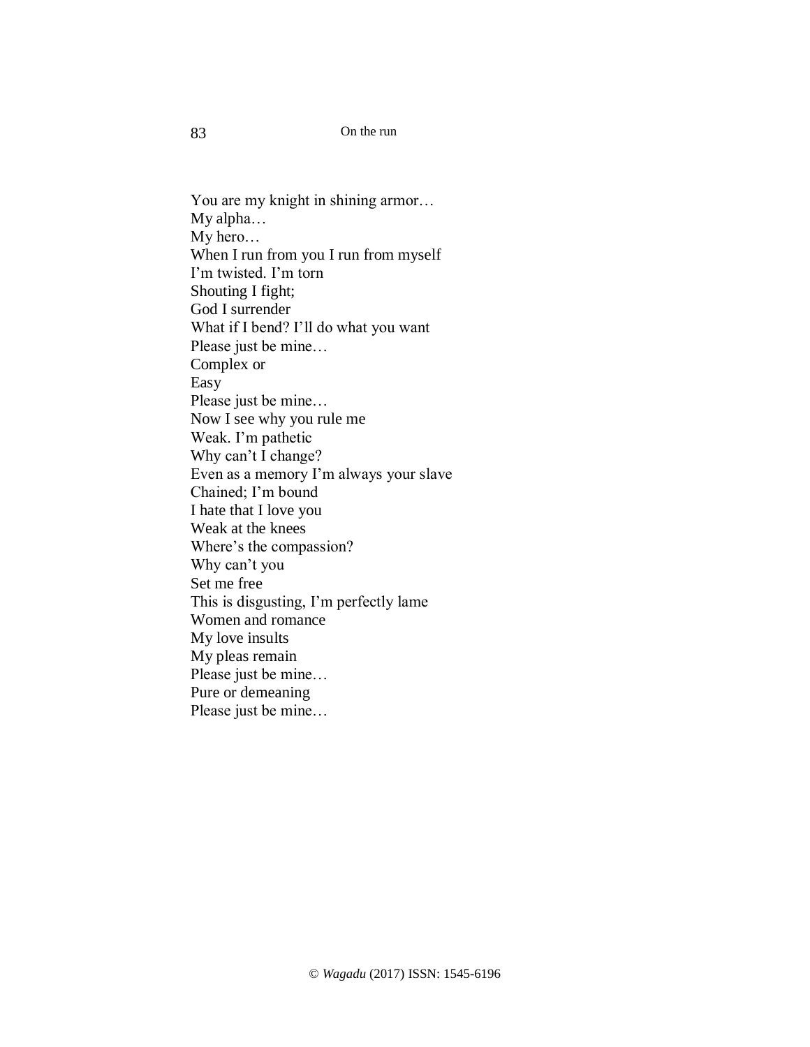You are my knight in shining armor…  
My alpha…  
My hero…  
When I run from you I run from myself  
I'm twisted. I'm torn  
Shouting I fight;  
God I surrender  
What if I bend? I'll do what you want  
Please just be mine…  
Complex or  
Easy  
Please just be mine…  
Now I see why you rule me  
Weak. I'm pathetic  
Why can't I change?  
Even as a memory I'm always your slave  
Chained; I'm bound  
I hate that I love you  
Weak at the knees  
Where's the compassion?  
Why can't you  
Set me free  
This is disgusting, I'm perfectly lame  
Women and romance  
My love insults  
My pleas remain  
Please just be mine…  
Pure or demeaning  
Please just be mine…